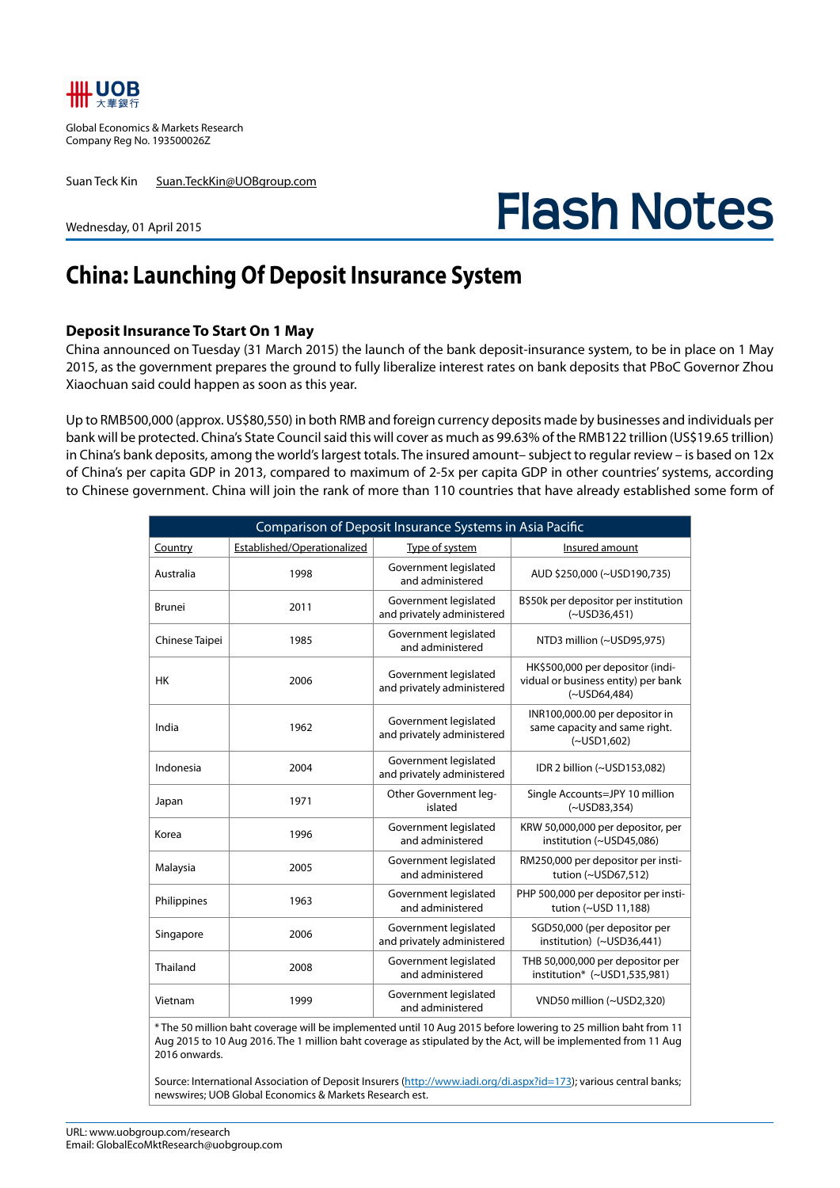UOB 大華銀行

Global Economics & Markets Research
Company Reg No. 193500026Z

Suan Teck Kin Suan.TeckKin@UOBgroup.com

Wednesday, 01 April 2015

# Flash Notes

## China: Launching Of Deposit Insurance System

### Deposit Insurance To Start On 1 May

China announced on Tuesday (31 March 2015) the launch of the bank deposit-insurance system, to be in place on 1 May 2015, as the government prepares the ground to fully liberalize interest rates on bank deposits that PBoC Governor Zhou Xiaochuan said could happen as soon as this year.

Up to RMB500,000 (approx. US$80,550) in both RMB and foreign currency deposits made by businesses and individuals per bank will be protected. China's State Council said this will cover as much as 99.63% of the RMB122 trillion (US$19.65 trillion) in China's bank deposits, among the world's largest totals. The insured amount– subject to regular review – is based on 12x of China's per capita GDP in 2013, compared to maximum of 2-5x per capita GDP in other countries' systems, according to Chinese government. China will join the rank of more than 110 countries that have already established some form of

**Comparison of Deposit Insurance Systems in Asia Pacific**

| Country | Established/Operationalized | Type of system | Insured amount |
|---|---|---|---|
| Australia | 1998 | Government legislated and administered | AUD $250,000 (~USD190,735) |
| Brunei | 2011 | Government legislated and privately administered | B$50k per depositor per institution (~USD36,451) |
| Chinese Taipei | 1985 | Government legislated and administered | NTD3 million (~USD95,975) |
| HK | 2006 | Government legislated and privately administered | HK$500,000 per depositor (individual or business entity) per bank (~USD64,484) |
| India | 1962 | Government legislated and privately administered | INR100,000.00 per depositor in same capacity and same right. (~USD1,602) |
| Indonesia | 2004 | Government legislated and privately administered | IDR 2 billion (~USD153,082) |
| Japan | 1971 | Other Government legislated | Single Accounts=JPY 10 million (~USD83,354) |
| Korea | 1996 | Government legislated and administered | KRW 50,000,000 per depositor, per institution (~USD45,086) |
| Malaysia | 2005 | Government legislated and administered | RM250,000 per depositor per institution (~USD67,512) |
| Philippines | 1963 | Government legislated and administered | PHP 500,000 per depositor per institution (~USD 11,188) |
| Singapore | 2006 | Government legislated and privately administered | SGD50,000 (per depositor per institution) (~USD36,441) |
| Thailand | 2008 | Government legislated and administered | THB 50,000,000 per depositor per institution* (~USD1,535,981) |
| Vietnam | 1999 | Government legislated and administered | VND50 million (~USD2,320) |

* The 50 million baht coverage will be implemented until 10 Aug 2015 before lowering to 25 million baht from 11 Aug 2015 to 10 Aug 2016. The 1 million baht coverage as stipulated by the Act, will be implemented from 11 Aug 2016 onwards.

Source: International Association of Deposit Insurers (http://www.iadi.org/di.aspx?id=173); various central banks; newswires; UOB Global Economics & Markets Research est.

URL: www.uobgroup.com/research
Email: GlobalEcoMktResearch@uobgroup.com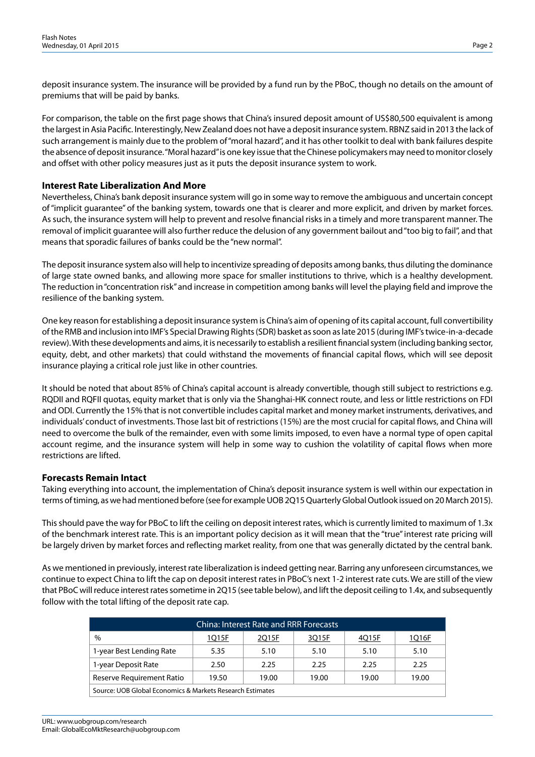deposit insurance system. The insurance will be provided by a fund run by the PBoC, though no details on the amount of premiums that will be paid by banks.

For comparison, the table on the first page shows that China's insured deposit amount of US$80,500 equivalent is among the largest in Asia Pacific. Interestingly, New Zealand does not have a deposit insurance system. RBNZ said in 2013 the lack of such arrangement is mainly due to the problem of "moral hazard", and it has other toolkit to deal with bank failures despite the absence of deposit insurance. "Moral hazard" is one key issue that the Chinese policymakers may need to monitor closely and offset with other policy measures just as it puts the deposit insurance system to work.

## Interest Rate Liberalization And More

Nevertheless, China's bank deposit insurance system will go in some way to remove the ambiguous and uncertain concept of "implicit guarantee" of the banking system, towards one that is clearer and more explicit, and driven by market forces. As such, the insurance system will help to prevent and resolve financial risks in a timely and more transparent manner. The removal of implicit guarantee will also further reduce the delusion of any government bailout and "too big to fail", and that means that sporadic failures of banks could be the "new normal".

The deposit insurance system also will help to incentivize spreading of deposits among banks, thus diluting the dominance of large state owned banks, and allowing more space for smaller institutions to thrive, which is a healthy development. The reduction in "concentration risk" and increase in competition among banks will level the playing field and improve the resilience of the banking system.

One key reason for establishing a deposit insurance system is China's aim of opening of its capital account, full convertibility of the RMB and inclusion into IMF's Special Drawing Rights (SDR) basket as soon as late 2015 (during IMF's twice-in-a-decade review). With these developments and aims, it is necessarily to establish a resilient financial system (including banking sector, equity, debt, and other markets) that could withstand the movements of financial capital flows, which will see deposit insurance playing a critical role just like in other countries.

It should be noted that about 85% of China's capital account is already convertible, though still subject to restrictions e.g. RQDII and RQFII quotas, equity market that is only via the Shanghai-HK connect route, and less or little restrictions on FDI and ODI. Currently the 15% that is not convertible includes capital market and money market instruments, derivatives, and individuals' conduct of investments. Those last bit of restrictions (15%) are the most crucial for capital flows, and China will need to overcome the bulk of the remainder, even with some limits imposed, to even have a normal type of open capital account regime, and the insurance system will help in some way to cushion the volatility of capital flows when more restrictions are lifted.

## Forecasts Remain Intact

Taking everything into account, the implementation of China's deposit insurance system is well within our expectation in terms of timing, as we had mentioned before (see for example UOB 2Q15 Quarterly Global Outlook issued on 20 March 2015).

This should pave the way for PBoC to lift the ceiling on deposit interest rates, which is currently limited to maximum of 1.3x of the benchmark interest rate. This is an important policy decision as it will mean that the "true" interest rate pricing will be largely driven by market forces and reflecting market reality, from one that was generally dictated by the central bank.

As we mentioned in previously, interest rate liberalization is indeed getting near. Barring any unforeseen circumstances, we continue to expect China to lift the cap on deposit interest rates in PBoC's next 1-2 interest rate cuts. We are still of the view that PBoC will reduce interest rates sometime in 2Q15 (see table below), and lift the deposit ceiling to 1.4x, and subsequently follow with the total lifting of the deposit rate cap.

| China: Interest Rate and RRR Forecasts | | | | | |
|---|---|---|---|---|---|
| % | 1Q15F | 2Q15F | 3Q15F | 4Q15F | 1Q16F |
| 1-year Best Lending Rate | 5.35 | 5.10 | 5.10 | 5.10 | 5.10 |
| 1-year Deposit Rate | 2.50 | 2.25 | 2.25 | 2.25 | 2.25 |
| Reserve Requirement Ratio | 19.50 | 19.00 | 19.00 | 19.00 | 19.00 |
| Source: UOB Global Economics & Markets Research Estimates | | | | | |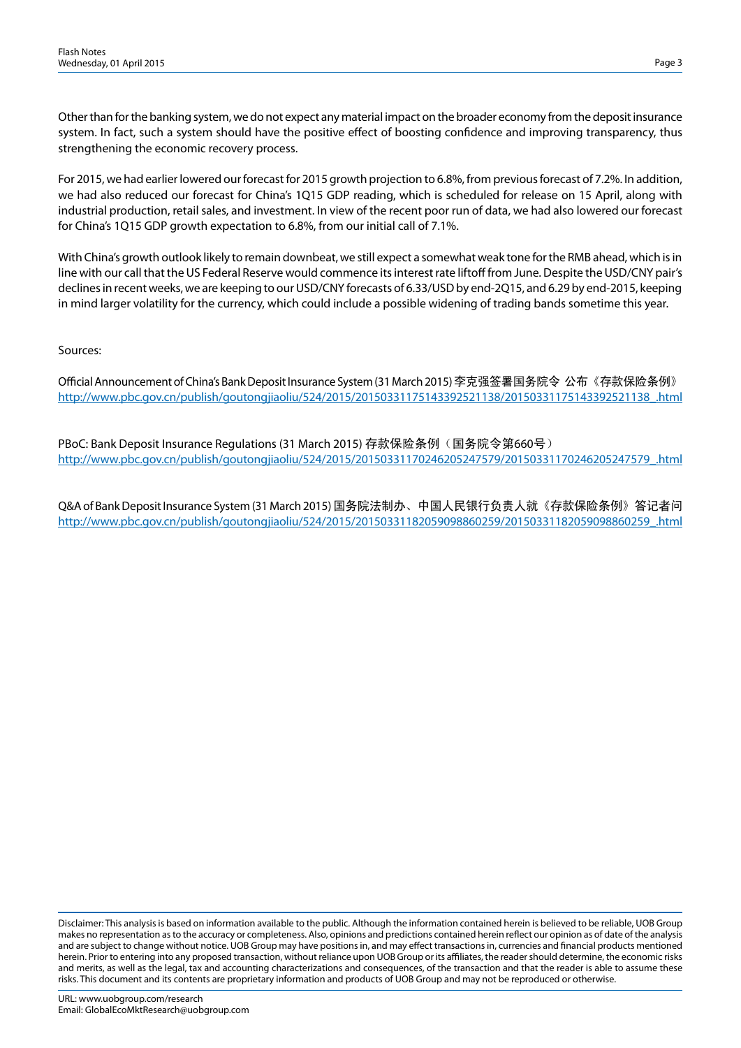Other than for the banking system, we do not expect any material impact on the broader economy from the deposit insurance system. In fact, such a system should have the positive effect of boosting confidence and improving transparency, thus strengthening the economic recovery process.

For 2015, we had earlier lowered our forecast for 2015 growth projection to 6.8%, from previous forecast of 7.2%. In addition, we had also reduced our forecast for China's 1Q15 GDP reading, which is scheduled for release on 15 April, along with industrial production, retail sales, and investment. In view of the recent poor run of data, we had also lowered our forecast for China's 1Q15 GDP growth expectation to 6.8%, from our initial call of 7.1%.

With China's growth outlook likely to remain downbeat, we still expect a somewhat weak tone for the RMB ahead, which is in line with our call that the US Federal Reserve would commence its interest rate liftoff from June. Despite the USD/CNY pair's declines in recent weeks, we are keeping to our USD/CNY forecasts of 6.33/USD by end-2Q15, and 6.29 by end-2015, keeping in mind larger volatility for the currency, which could include a possible widening of trading bands sometime this year.

Sources:

Official Announcement of China's Bank Deposit Insurance System (31 March 2015) 李克强签署国务院令 公布《存款保险条例》
http://www.pbc.gov.cn/publish/goutongjiaoliu/524/2015/20150331175143392521138/20150331175143392521138_.html

PBoC: Bank Deposit Insurance Regulations (31 March 2015) 存款保险条例（国务院令第660号）
http://www.pbc.gov.cn/publish/goutongjiaoliu/524/2015/20150331170246205247579/20150331170246205247579_.html

Q&A of Bank Deposit Insurance System (31 March 2015) 国务院法制办、中国人民银行负责人就《存款保险条例》答记者问
http://www.pbc.gov.cn/publish/goutongjiaoliu/524/2015/20150331182059098860259/20150331182059098860259_.html

Disclaimer: This analysis is based on information available to the public. Although the information contained herein is believed to be reliable, UOB Group makes no representation as to the accuracy or completeness. Also, opinions and predictions contained herein reflect our opinion as of date of the analysis and are subject to change without notice. UOB Group may have positions in, and may effect transactions in, currencies and financial products mentioned herein. Prior to entering into any proposed transaction, without reliance upon UOB Group or its affiliates, the reader should determine, the economic risks and merits, as well as the legal, tax and accounting characterizations and consequences, of the transaction and that the reader is able to assume these risks. This document and its contents are proprietary information and products of UOB Group and may not be reproduced or otherwise.

URL: www.uobgroup.com/research
Email: GlobalEcoMktResearch@uobgroup.com